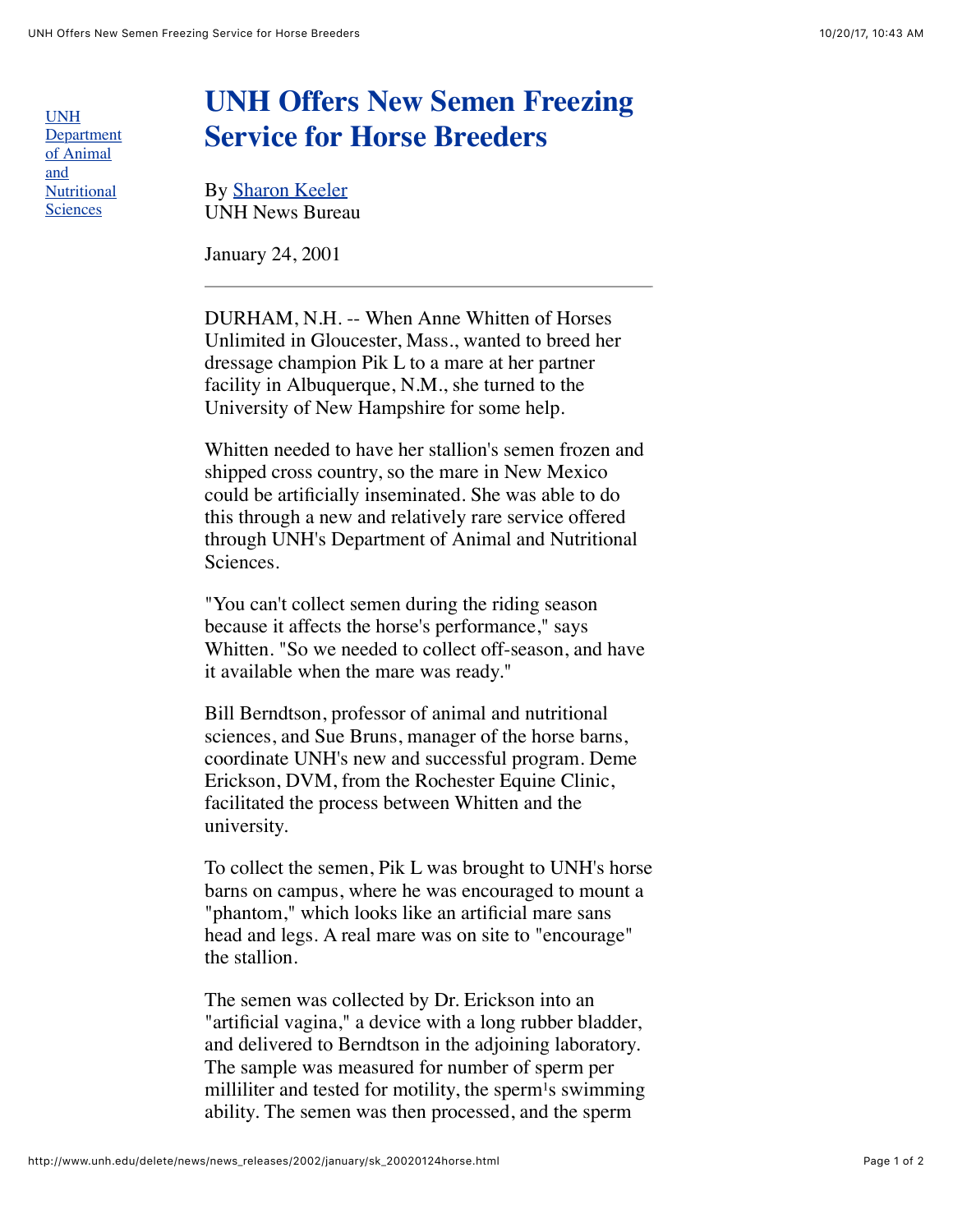[UNH Department of Animal and Nutritional Sciences]

# UNH Offers New Semen Freezing Service for Horse Breeders

By [Sharon Keeler]
UNH News Bureau

January 24, 2001

---

DURHAM, N.H. -- When Anne Whitten of Horses Unlimited in Gloucester, Mass., wanted to breed her dressage champion Pik L to a mare at her partner facility in Albuquerque, N.M., she turned to the University of New Hampshire for some help.

Whitten needed to have her stallion's semen frozen and shipped cross country, so the mare in New Mexico could be artificially inseminated. She was able to do this through a new and relatively rare service offered through UNH's Department of Animal and Nutritional Sciences.

"You can't collect semen during the riding season because it affects the horse's performance," says Whitten. "So we needed to collect off-season, and have it available when the mare was ready."

Bill Berndtson, professor of animal and nutritional sciences, and Sue Bruns, manager of the horse barns, coordinate UNH's new and successful program. Deme Erickson, DVM, from the Rochester Equine Clinic, facilitated the process between Whitten and the university.

To collect the semen, Pik L was brought to UNH's horse barns on campus, where he was encouraged to mount a "phantom," which looks like an artificial mare sans head and legs. A real mare was on site to "encourage" the stallion.

The semen was collected by Dr. Erickson into an "artificial vagina," a device with a long rubber bladder, and delivered to Berndtson in the adjoining laboratory. The sample was measured for number of sperm per milliliter and tested for motility, the sperm¹s swimming ability. The semen was then processed, and the sperm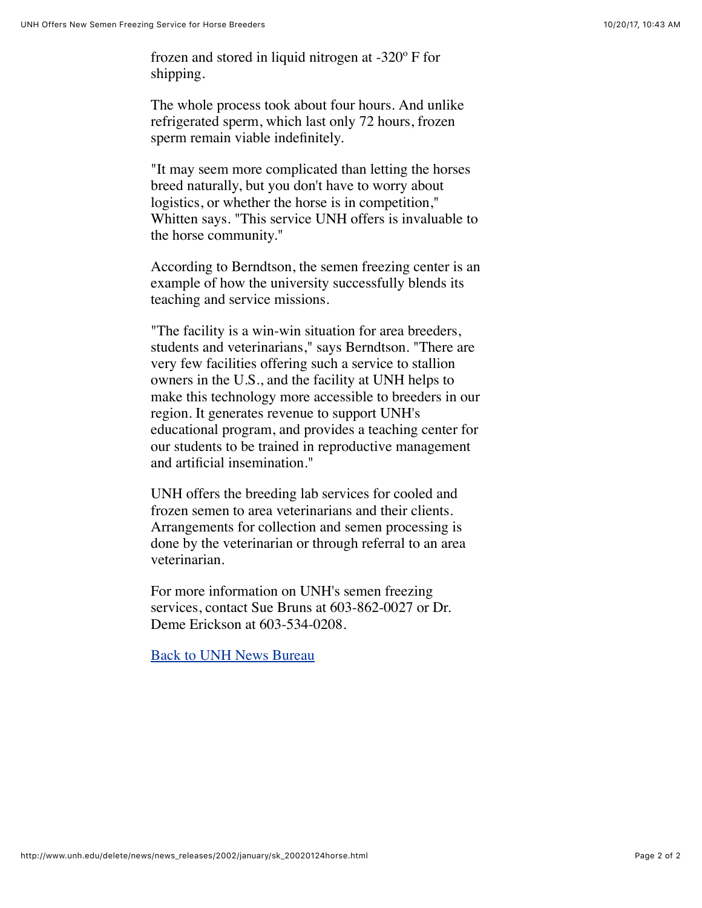frozen and stored in liquid nitrogen at -320º F for shipping.

The whole process took about four hours. And unlike refrigerated sperm, which last only 72 hours, frozen sperm remain viable indefinitely.

"It may seem more complicated than letting the horses breed naturally, but you don't have to worry about logistics, or whether the horse is in competition," Whitten says. "This service UNH offers is invaluable to the horse community."

According to Berndtson, the semen freezing center is an example of how the university successfully blends its teaching and service missions.

"The facility is a win-win situation for area breeders, students and veterinarians," says Berndtson. "There are very few facilities offering such a service to stallion owners in the U.S., and the facility at UNH helps to make this technology more accessible to breeders in our region. It generates revenue to support UNH's educational program, and provides a teaching center for our students to be trained in reproductive management and artificial insemination."

UNH offers the breeding lab services for cooled and frozen semen to area veterinarians and their clients. Arrangements for collection and semen processing is done by the veterinarian or through referral to an area veterinarian.

For more information on UNH's semen freezing services, contact Sue Bruns at 603-862-0027 or Dr. Deme Erickson at 603-534-0208.

[Back to UNH News Bureau]